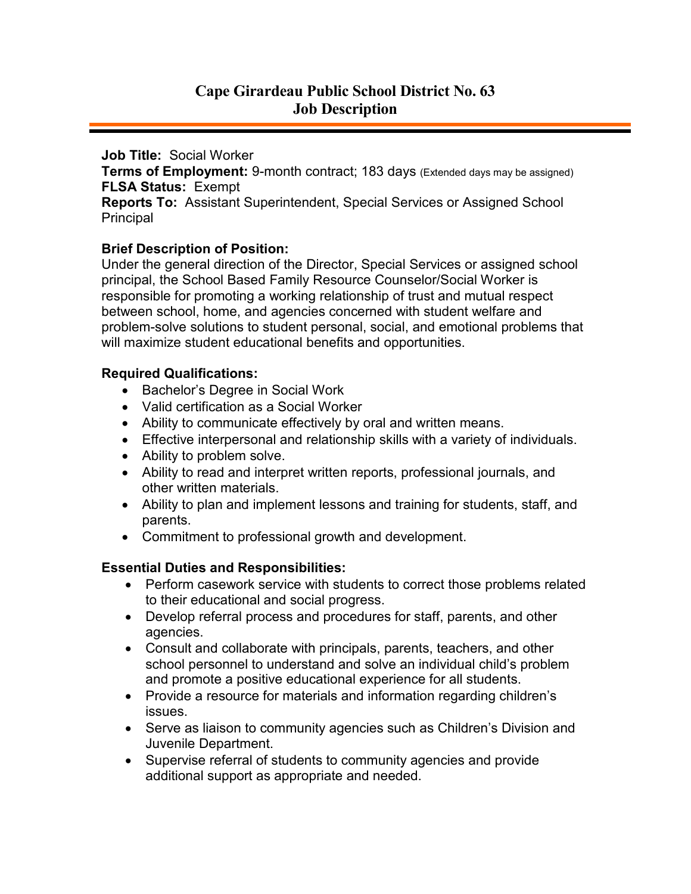# Cape Girardeau Public School District No. 63
# Job Description

**Job Title:** Social Worker
**Terms of Employment:** 9-month contract; 183 days (Extended days may be assigned)
**FLSA Status:** Exempt
**Reports To:** Assistant Superintendent, Special Services or Assigned School Principal

## Brief Description of Position:

Under the general direction of the Director, Special Services or assigned school principal, the School Based Family Resource Counselor/Social Worker is responsible for promoting a working relationship of trust and mutual respect between school, home, and agencies concerned with student welfare and problem-solve solutions to student personal, social, and emotional problems that will maximize student educational benefits and opportunities.

## Required Qualifications:

- Bachelor's Degree in Social Work
- Valid certification as a Social Worker
- Ability to communicate effectively by oral and written means.
- Effective interpersonal and relationship skills with a variety of individuals.
- Ability to problem solve.
- Ability to read and interpret written reports, professional journals, and other written materials.
- Ability to plan and implement lessons and training for students, staff, and parents.
- Commitment to professional growth and development.

## Essential Duties and Responsibilities:

- Perform casework service with students to correct those problems related to their educational and social progress.
- Develop referral process and procedures for staff, parents, and other agencies.
- Consult and collaborate with principals, parents, teachers, and other school personnel to understand and solve an individual child's problem and promote a positive educational experience for all students.
- Provide a resource for materials and information regarding children's issues.
- Serve as liaison to community agencies such as Children's Division and Juvenile Department.
- Supervise referral of students to community agencies and provide additional support as appropriate and needed.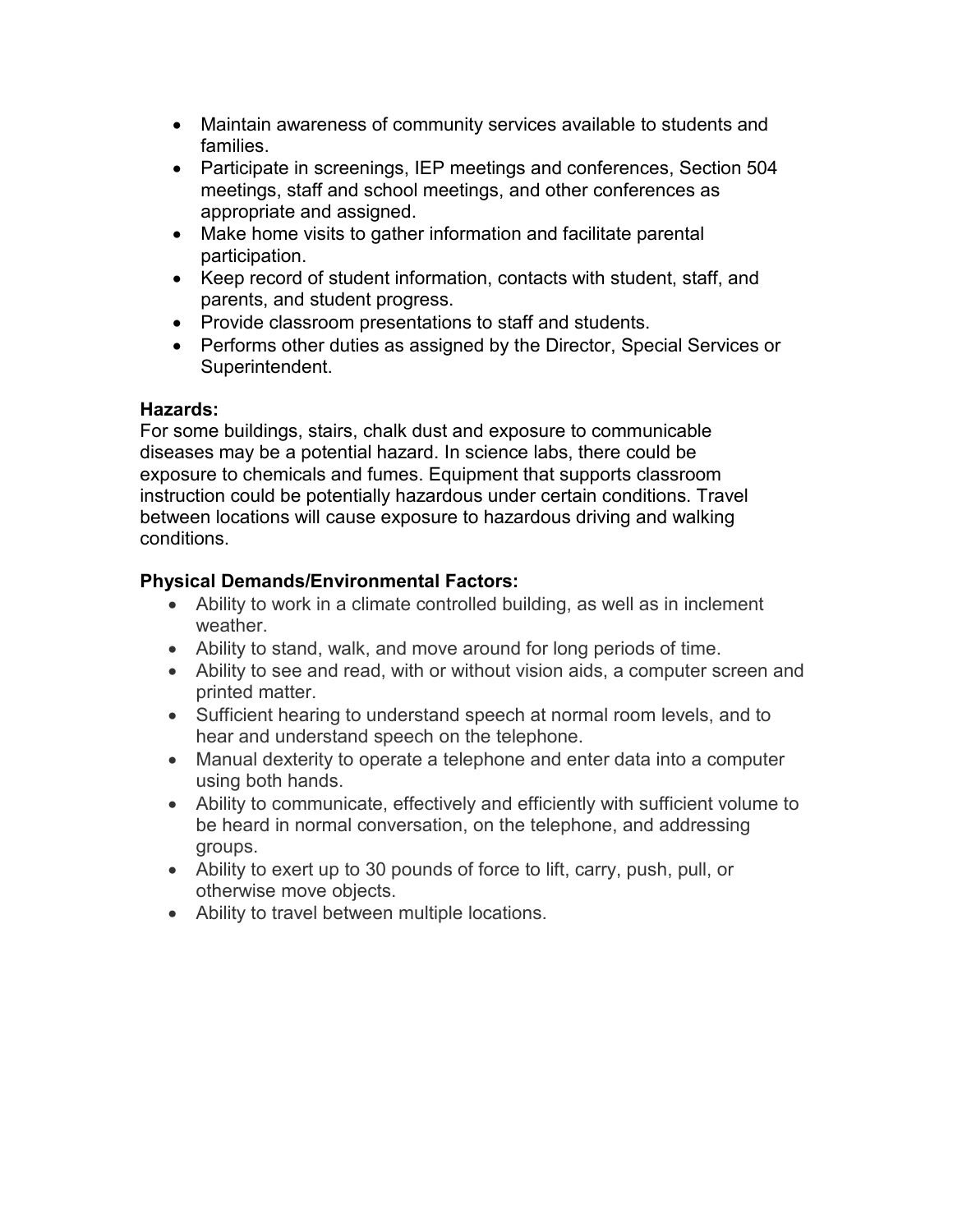- Maintain awareness of community services available to students and families.
- Participate in screenings, IEP meetings and conferences, Section 504 meetings, staff and school meetings, and other conferences as appropriate and assigned.
- Make home visits to gather information and facilitate parental participation.
- Keep record of student information, contacts with student, staff, and parents, and student progress.
- Provide classroom presentations to staff and students.
- Performs other duties as assigned by the Director, Special Services or Superintendent.

**Hazards:**

For some buildings, stairs, chalk dust and exposure to communicable diseases may be a potential hazard. In science labs, there could be exposure to chemicals and fumes. Equipment that supports classroom instruction could be potentially hazardous under certain conditions. Travel between locations will cause exposure to hazardous driving and walking conditions.

**Physical Demands/Environmental Factors:**

- Ability to work in a climate controlled building, as well as in inclement weather.
- Ability to stand, walk, and move around for long periods of time.
- Ability to see and read, with or without vision aids, a computer screen and printed matter.
- Sufficient hearing to understand speech at normal room levels, and to hear and understand speech on the telephone.
- Manual dexterity to operate a telephone and enter data into a computer using both hands.
- Ability to communicate, effectively and efficiently with sufficient volume to be heard in normal conversation, on the telephone, and addressing groups.
- Ability to exert up to 30 pounds of force to lift, carry, push, pull, or otherwise move objects.
- Ability to travel between multiple locations.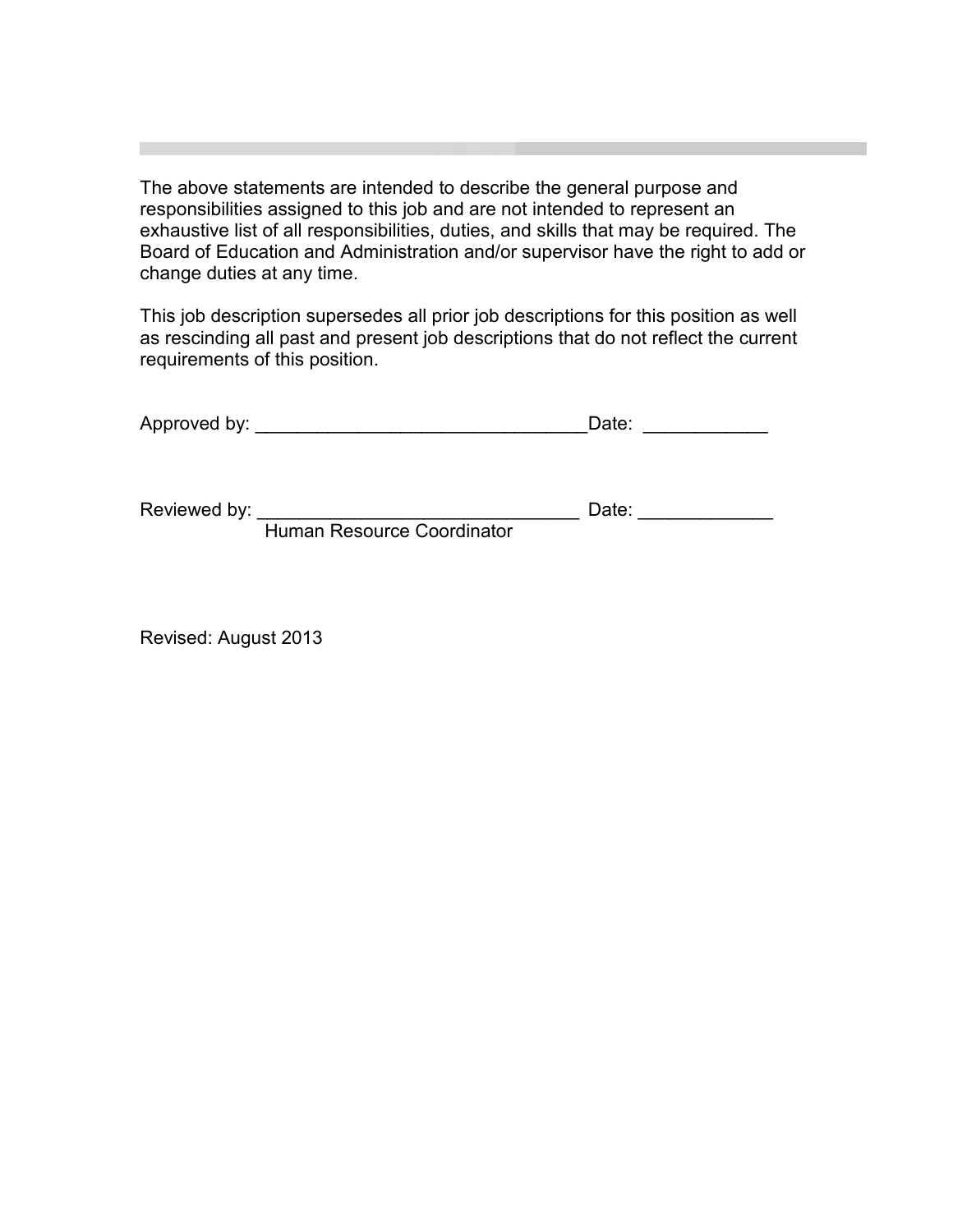The above statements are intended to describe the general purpose and responsibilities assigned to this job and are not intended to represent an exhaustive list of all responsibilities, duties, and skills that may be required. The Board of Education and Administration and/or supervisor have the right to add or change duties at any time.

This job description supersedes all prior job descriptions for this position as well as rescinding all past and present job descriptions that do not reflect the current requirements of this position.

Approved by: ________________________________Date: ____________

Reviewed by: _______________________________ Date: _____________
Human Resource Coordinator

Revised: August 2013